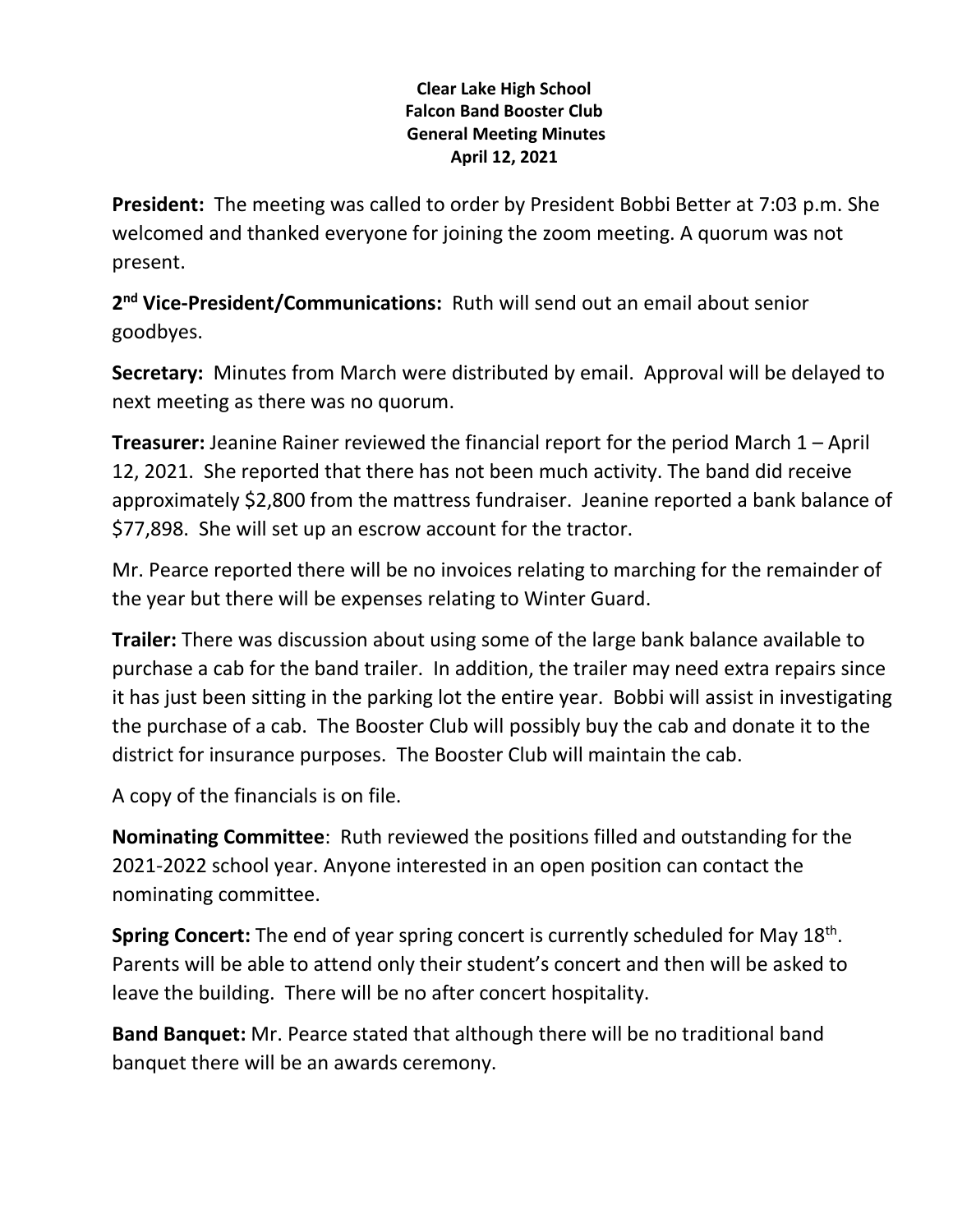**Clear Lake High School**
**Falcon Band Booster Club**
**General Meeting Minutes**
**April 12, 2021**

**President:** The meeting was called to order by President Bobbi Better at 7:03 p.m. She welcomed and thanked everyone for joining the zoom meeting. A quorum was not present.

**2nd Vice-President/Communications:** Ruth will send out an email about senior goodbyes.

**Secretary:** Minutes from March were distributed by email. Approval will be delayed to next meeting as there was no quorum.

**Treasurer:** Jeanine Rainer reviewed the financial report for the period March 1 – April 12, 2021. She reported that there has not been much activity. The band did receive approximately $2,800 from the mattress fundraiser. Jeanine reported a bank balance of $77,898. She will set up an escrow account for the tractor.

Mr. Pearce reported there will be no invoices relating to marching for the remainder of the year but there will be expenses relating to Winter Guard.

**Trailer:** There was discussion about using some of the large bank balance available to purchase a cab for the band trailer. In addition, the trailer may need extra repairs since it has just been sitting in the parking lot the entire year. Bobbi will assist in investigating the purchase of a cab. The Booster Club will possibly buy the cab and donate it to the district for insurance purposes. The Booster Club will maintain the cab.

A copy of the financials is on file.

**Nominating Committee**: Ruth reviewed the positions filled and outstanding for the 2021-2022 school year. Anyone interested in an open position can contact the nominating committee.

**Spring Concert:** The end of year spring concert is currently scheduled for May 18th. Parents will be able to attend only their student's concert and then will be asked to leave the building. There will be no after concert hospitality.

**Band Banquet:** Mr. Pearce stated that although there will be no traditional band banquet there will be an awards ceremony.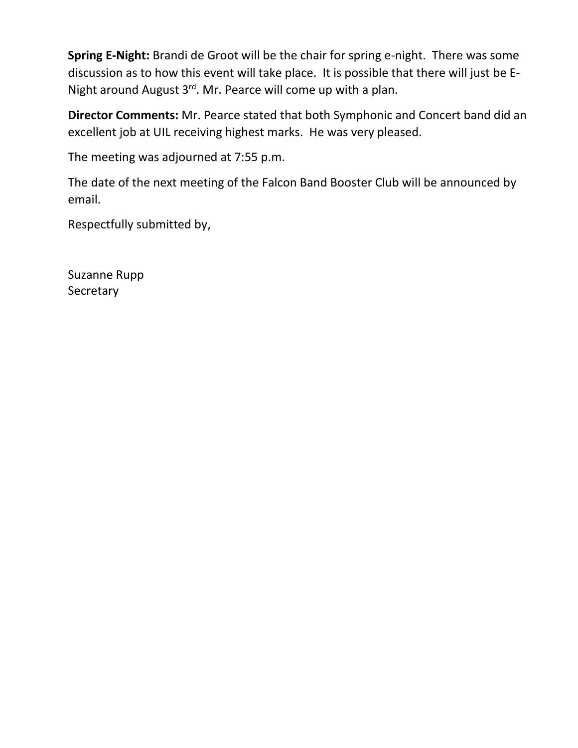**Spring E-Night:** Brandi de Groot will be the chair for spring e-night. There was some discussion as to how this event will take place. It is possible that there will just be E-Night around August 3rd. Mr. Pearce will come up with a plan.

**Director Comments:** Mr. Pearce stated that both Symphonic and Concert band did an excellent job at UIL receiving highest marks. He was very pleased.

The meeting was adjourned at 7:55 p.m.

The date of the next meeting of the Falcon Band Booster Club will be announced by email.

Respectfully submitted by,

Suzanne Rupp
Secretary